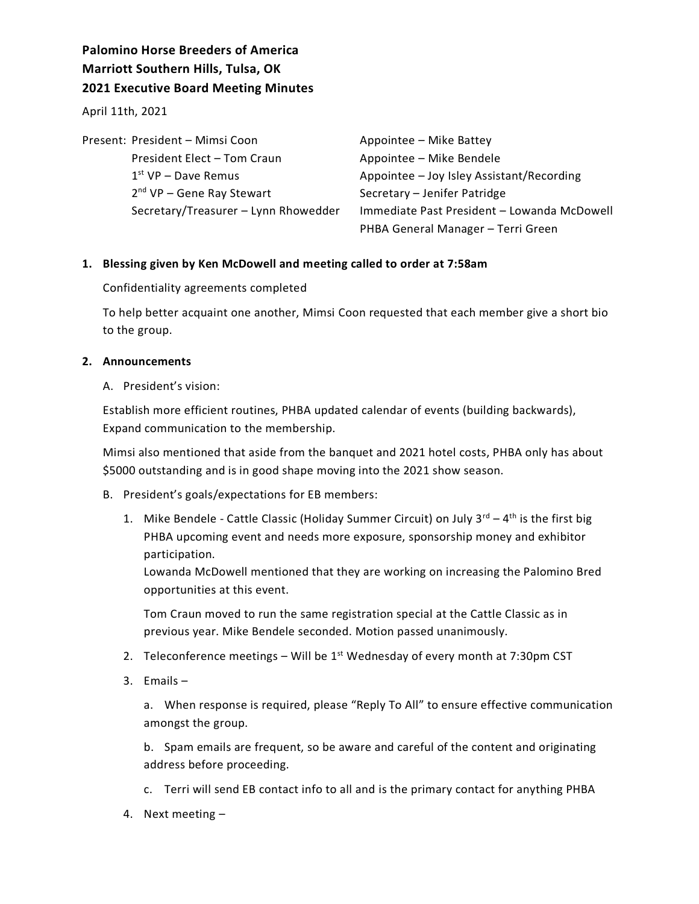**Palomino Horse Breeders of America**
**Marriott Southern Hills, Tulsa, OK**
**2021 Executive Board Meeting Minutes**

April 11th, 2021

Present:
- President – Mimsi Coon
- President Elect – Tom Craun
- 1st VP – Dave Remus
- 2nd VP – Gene Ray Stewart
- Secretary/Treasurer – Lynn Rhowedder
- Appointee – Mike Battey
- Appointee – Mike Bendele
- Appointee – Joy Isley Assistant/Recording
- Secretary – Jenifer Patridge
- Immediate Past President – Lowanda McDowell
- PHBA General Manager – Terri Green

**1. Blessing given by Ken McDowell and meeting called to order at 7:58am**

Confidentiality agreements completed

To help better acquaint one another, Mimsi Coon requested that each member give a short bio to the group.

**2. Announcements**

A. President's vision:

Establish more efficient routines, PHBA updated calendar of events (building backwards), Expand communication to the membership.

Mimsi also mentioned that aside from the banquet and 2021 hotel costs, PHBA only has about $5000 outstanding and is in good shape moving into the 2021 show season.

B. President's goals/expectations for EB members:

1. Mike Bendele - Cattle Classic (Holiday Summer Circuit) on July 3rd – 4th is the first big PHBA upcoming event and needs more exposure, sponsorship money and exhibitor participation.
   Lowanda McDowell mentioned that they are working on increasing the Palomino Bred opportunities at this event.

   Tom Craun moved to run the same registration special at the Cattle Classic as in previous year. Mike Bendele seconded. Motion passed unanimously.

2. Teleconference meetings – Will be 1st Wednesday of every month at 7:30pm CST

3. Emails –

   a. When response is required, please "Reply To All" to ensure effective communication amongst the group.

   b. Spam emails are frequent, so be aware and careful of the content and originating address before proceeding.

   c. Terri will send EB contact info to all and is the primary contact for anything PHBA

4. Next meeting –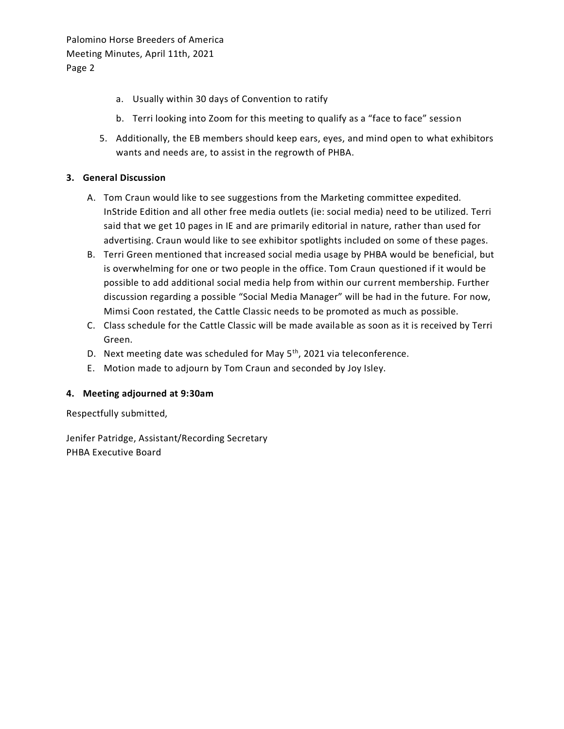a. Usually within 30 days of Convention to ratify

b. Terri looking into Zoom for this meeting to qualify as a "face to face" session

5. Additionally, the EB members should keep ears, eyes, and mind open to what exhibitors wants and needs are, to assist in the regrowth of PHBA.

**3. General Discussion**

A. Tom Craun would like to see suggestions from the Marketing committee expedited. InStride Edition and all other free media outlets (ie: social media) need to be utilized. Terri said that we get 10 pages in IE and are primarily editorial in nature, rather than used for advertising. Craun would like to see exhibitor spotlights included on some of these pages.

B. Terri Green mentioned that increased social media usage by PHBA would be beneficial, but is overwhelming for one or two people in the office. Tom Craun questioned if it would be possible to add additional social media help from within our current membership. Further discussion regarding a possible "Social Media Manager" will be had in the future. For now, Mimsi Coon restated, the Cattle Classic needs to be promoted as much as possible.

C. Class schedule for the Cattle Classic will be made available as soon as it is received by Terri Green.

D. Next meeting date was scheduled for May 5th, 2021 via teleconference.

E. Motion made to adjourn by Tom Craun and seconded by Joy Isley.

**4. Meeting adjourned at 9:30am**

Respectfully submitted,

Jenifer Patridge, Assistant/Recording Secretary
PHBA Executive Board